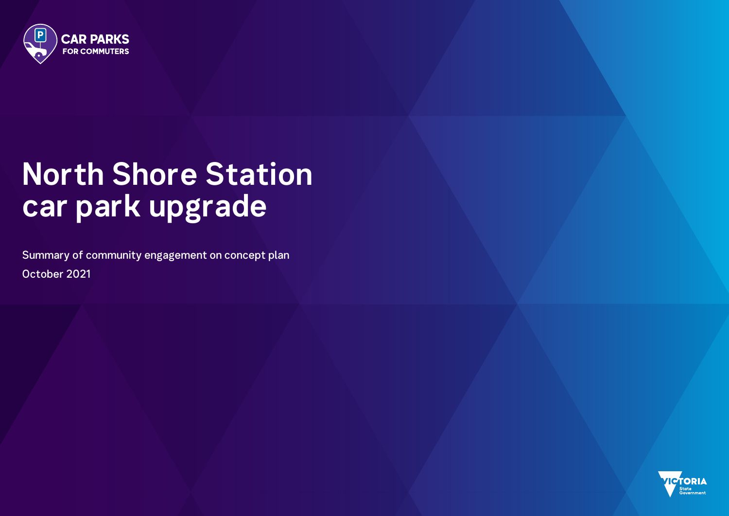CAR PARKS FOR COMMUTERS

# North Shore Station car park upgrade

Summary of community engagement on concept plan

October 2021

VICTORIA State Government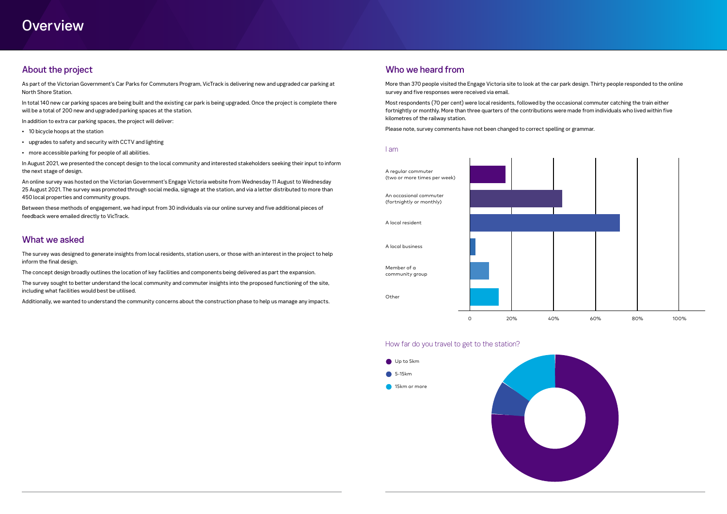# Overview

## About the project

As part of the Victorian Government's Car Parks for Commuters Program, VicTrack is delivering new and upgraded car parking at North Shore Station.

In total 140 new car parking spaces are being built and the existing car park is being upgraded. Once the project is complete there will be a total of 200 new and upgraded parking spaces at the station.

In addition to extra car parking spaces, the project will deliver:

- 10 bicycle hoops at the station
- upgrades to safety and security with CCTV and lighting
- more accessible parking for people of all abilities.

In August 2021, we presented the concept design to the local community and interested stakeholders seeking their input to inform the next stage of design.

An online survey was hosted on the Victorian Government's Engage Victoria website from Wednesday 11 August to Wednesday 25 August 2021. The survey was promoted through social media, signage at the station, and via a letter distributed to more than 450 local properties and community groups.

Between these methods of engagement, we had input from 30 individuals via our online survey and five additional pieces of feedback were emailed directly to VicTrack.

## What we asked

The survey was designed to generate insights from local residents, station users, or those with an interest in the project to help inform the final design.

The concept design broadly outlines the location of key facilities and components being delivered as part the expansion.

The survey sought to better understand the local community and commuter insights into the proposed functioning of the site, including what facilities would best be utilised.

Additionally, we wanted to understand the community concerns about the construction phase to help us manage any impacts.

## Who we heard from

More than 370 people visited the Engage Victoria site to look at the car park design. Thirty people responded to the online survey and five responses were received via email.

Most respondents (70 per cent) were local residents, followed by the occasional commuter catching the train either fortnightly or monthly. More than three quarters of the contributions were made from individuals who lived within five kilometres of the railway station.

Please note, survey comments have not been changed to correct spelling or grammar.

### I am

- A regular commuter (two or more times per week)
- An occasional commuter (fortnightly or monthly)
- A local resident
- A local business
- Member of a community group
- Other

0 | 20% | 40% | 60% | 80% | 100%

### How far do you travel to get to the station?

- Up to 5km
- 5-15km
- 15km or more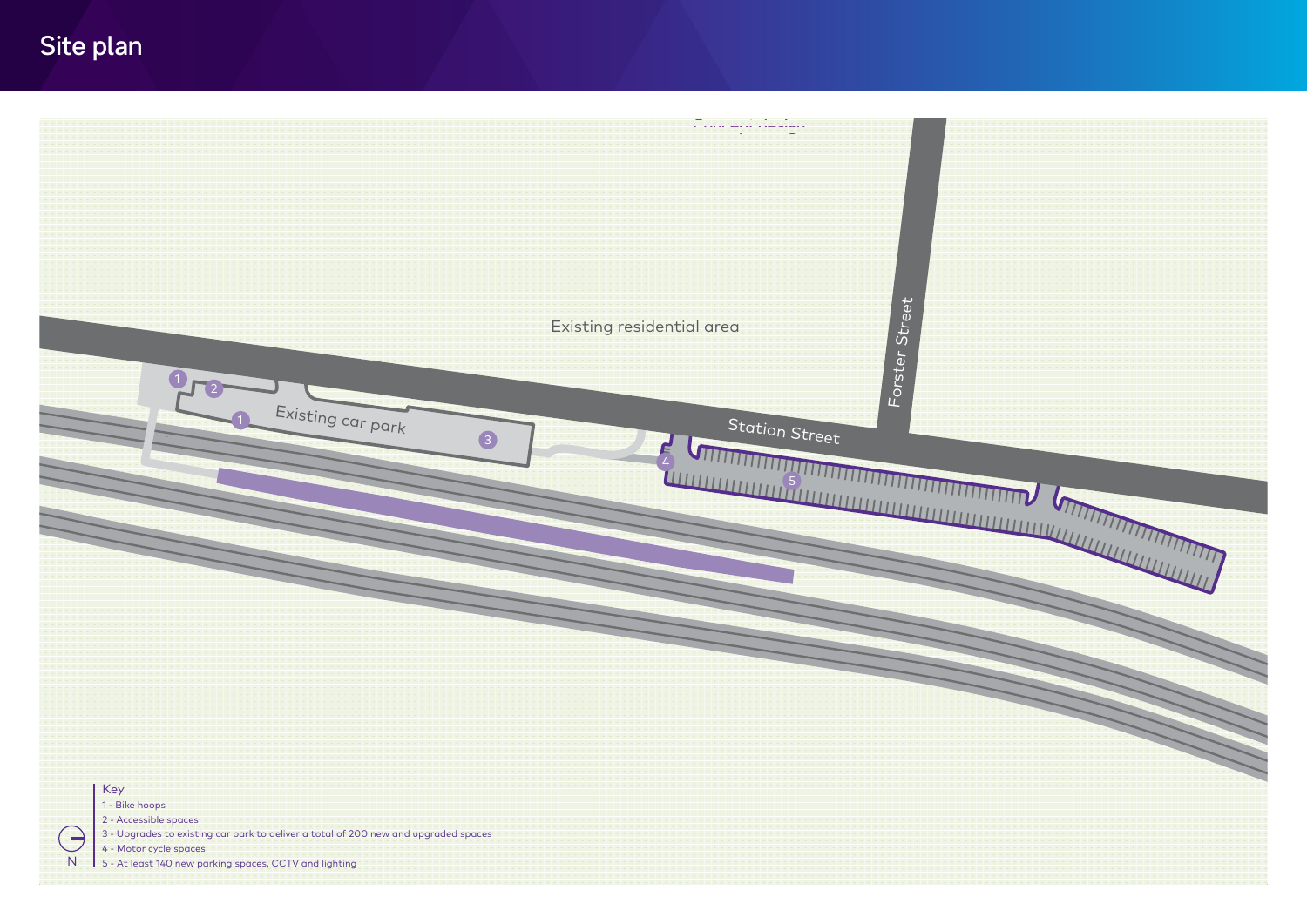# Site plan

Existing residential area

Forster Street

Station Street

Existing car park

Key
1 - Bike hoops
2 - Accessible spaces
3 - Upgrades to existing car park to deliver a total of 200 new and upgraded spaces
4 - Motor cycle spaces
5 - At least 140 new parking spaces, CCTV and lighting

N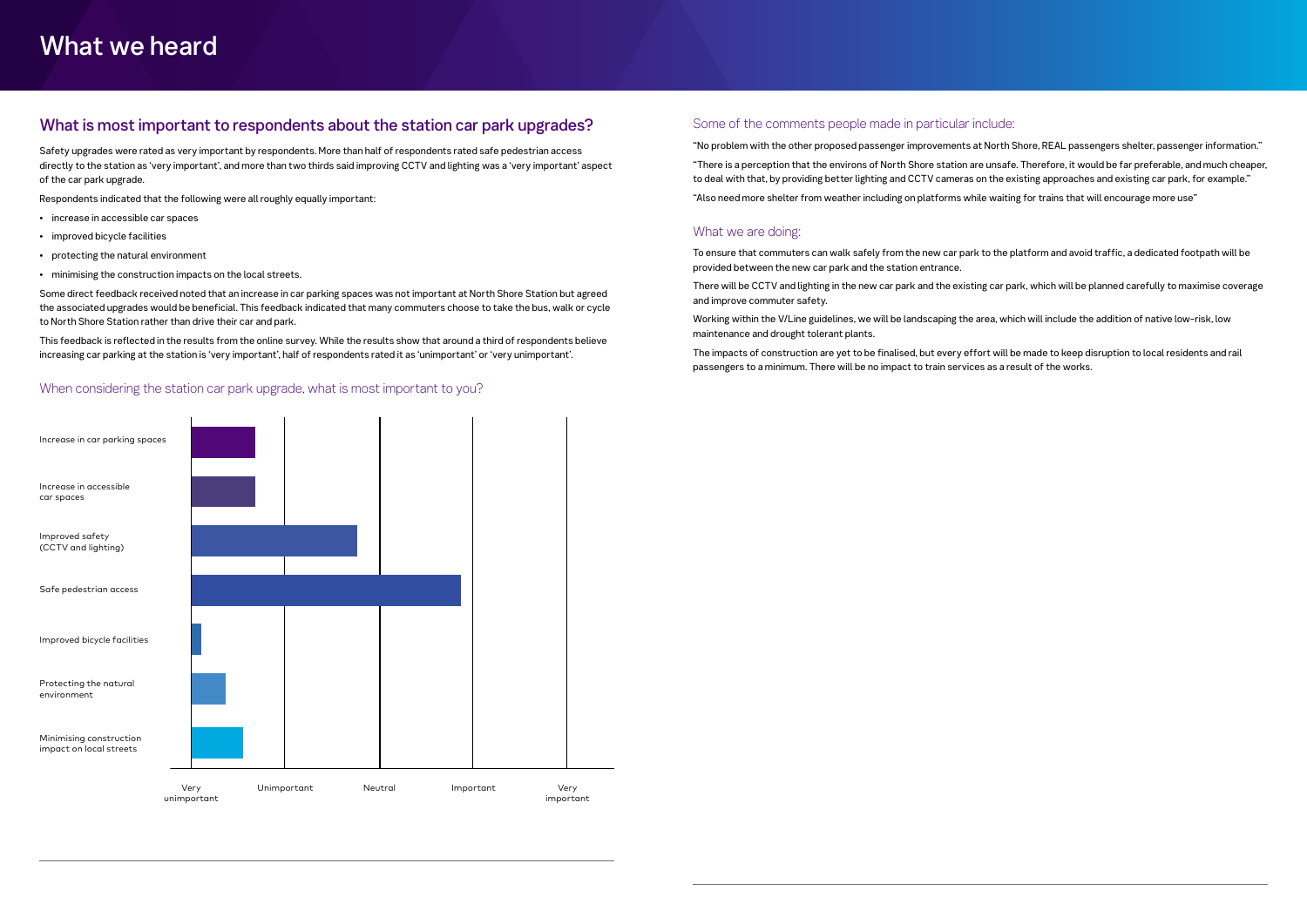# What we heard

## What is most important to respondents about the station car park upgrades?

Safety upgrades were rated as very important by respondents. More than half of respondents rated safe pedestrian access directly to the station as 'very important', and more than two thirds said improving CCTV and lighting was a 'very important' aspect of the car park upgrade.

Respondents indicated that the following were all roughly equally important:

- increase in accessible car spaces
- improved bicycle facilities
- protecting the natural environment
- minimising the construction impacts on the local streets.

Some direct feedback received noted that an increase in car parking spaces was not important at North Shore Station but agreed the associated upgrades would be beneficial. This feedback indicated that many commuters choose to take the bus, walk or cycle to North Shore Station rather than drive their car and park.

This feedback is reflected in the results from the online survey. While the results show that around a third of respondents believe increasing car parking at the station is 'very important', half of respondents rated it as 'unimportant' or 'very unimportant'.

### When considering the station car park upgrade, what is most important to you?

Categories: Increase in car parking spaces; Increase in accessible car spaces; Improved safety (CCTV and lighting); Safe pedestrian access; Improved bicycle facilities; Protecting the natural environment; Minimising construction impact on local streets

Scale: Very unimportant – Unimportant – Neutral – Important – Very important

### Some of the comments people made in particular include:

"No problem with the other proposed passenger improvements at North Shore, REAL passengers shelter, passenger information."

"There is a perception that the environs of North Shore station are unsafe. Therefore, it would be far preferable, and much cheaper, to deal with that, by providing better lighting and CCTV cameras on the existing approaches and existing car park, for example."

"Also need more shelter from weather including on platforms while waiting for trains that will encourage more use"

### What we are doing:

To ensure that commuters can walk safely from the new car park to the platform and avoid traffic, a dedicated footpath will be provided between the new car park and the station entrance.

There will be CCTV and lighting in the new car park and the existing car park, which will be planned carefully to maximise coverage and improve commuter safety.

Working within the V/Line guidelines, we will be landscaping the area, which will include the addition of native low-risk, low maintenance and drought tolerant plants.

The impacts of construction are yet to be finalised, but every effort will be made to keep disruption to local residents and rail passengers to a minimum. There will be no impact to train services as a result of the works.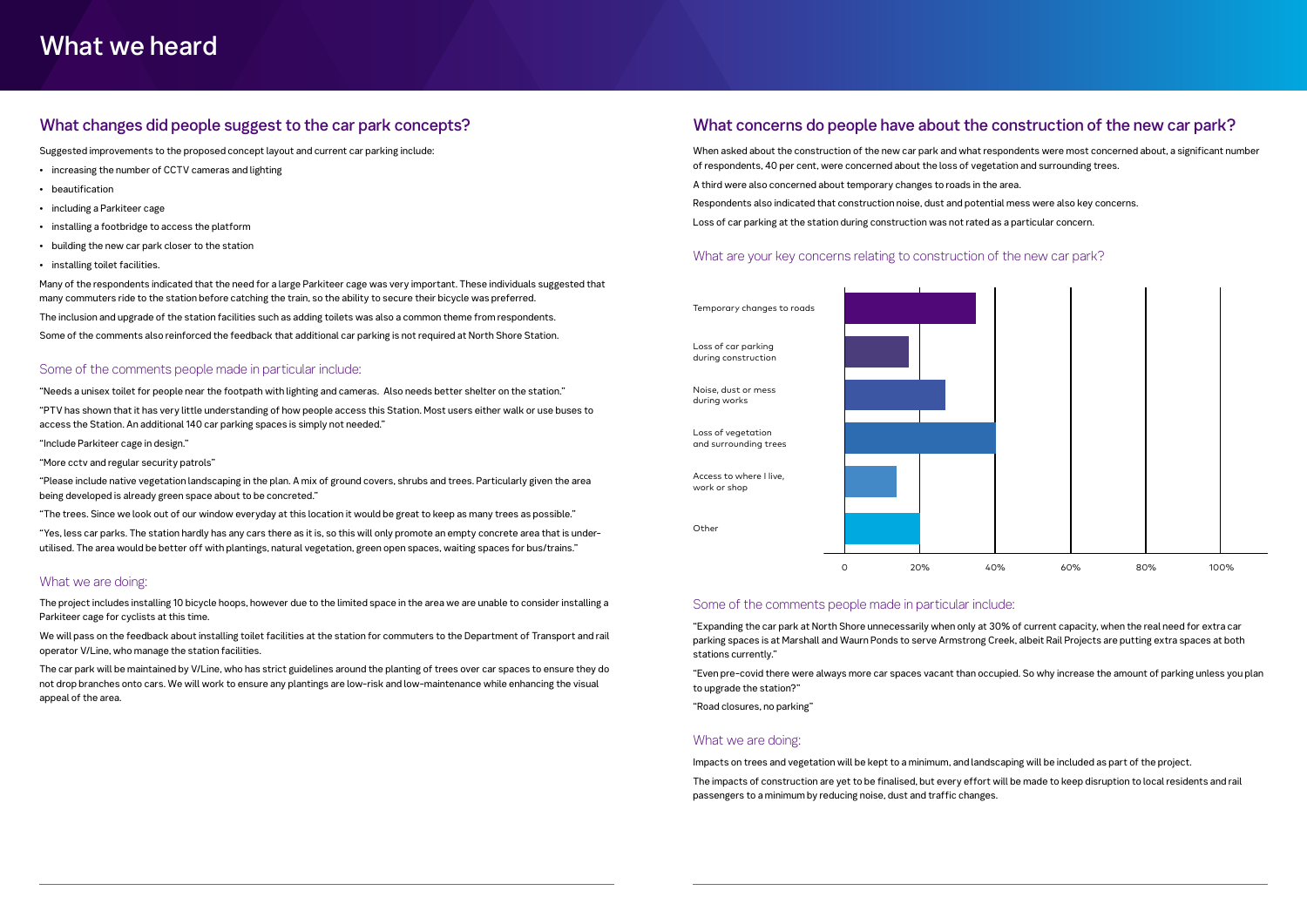# What we heard

## What changes did people suggest to the car park concepts?

Suggested improvements to the proposed concept layout and current car parking include:

- increasing the number of CCTV cameras and lighting
- beautification
- including a Parkiteer cage
- installing a footbridge to access the platform
- building the new car park closer to the station
- installing toilet facilities.

Many of the respondents indicated that the need for a large Parkiteer cage was very important. These individuals suggested that many commuters ride to the station before catching the train, so the ability to secure their bicycle was preferred.

The inclusion and upgrade of the station facilities such as adding toilets was also a common theme from respondents.

Some of the comments also reinforced the feedback that additional car parking is not required at North Shore Station.

### Some of the comments people made in particular include:

"Needs a unisex toilet for people near the footpath with lighting and cameras. Also needs better shelter on the station."

"PTV has shown that it has very little understanding of how people access this Station. Most users either walk or use buses to access the Station. An additional 140 car parking spaces is simply not needed."

"Include Parkiteer cage in design."

"More cctv and regular security patrols"

"Please include native vegetation landscaping in the plan. A mix of ground covers, shrubs and trees. Particularly given the area being developed is already green space about to be concreted."

"The trees. Since we look out of our window everyday at this location it would be great to keep as many trees as possible."

"Yes, less car parks. The station hardly has any cars there as it is, so this will only promote an empty concrete area that is under-utilised. The area would be better off with plantings, natural vegetation, green open spaces, waiting spaces for bus/trains."

### What we are doing:

The project includes installing 10 bicycle hoops, however due to the limited space in the area we are unable to consider installing a Parkiteer cage for cyclists at this time.

We will pass on the feedback about installing toilet facilities at the station for commuters to the Department of Transport and rail operator V/Line, who manage the station facilities.

The car park will be maintained by V/Line, who has strict guidelines around the planting of trees over car spaces to ensure they do not drop branches onto cars. We will work to ensure any plantings are low-risk and low-maintenance while enhancing the visual appeal of the area.

## What concerns do people have about the construction of the new car park?

When asked about the construction of the new car park and what respondents were most concerned about, a significant number of respondents, 40 per cent, were concerned about the loss of vegetation and surrounding trees.

A third were also concerned about temporary changes to roads in the area.

Respondents also indicated that construction noise, dust and potential mess were also key concerns.

Loss of car parking at the station during construction was not rated as a particular concern.

### What are your key concerns relating to construction of the new car park?

| Concern | Approximate share of respondents |
| --- | --- |
| Temporary changes to roads | ~35% |
| Loss of car parking during construction | ~17% |
| Noise, dust or mess during works | ~27% |
| Loss of vegetation and surrounding trees | ~40% |
| Access to where I live, work or shop | ~14% |
| Other | ~20% |

### Some of the comments people made in particular include:

"Expanding the car park at North Shore unnecessarily when only at 30% of current capacity, when the real need for extra car parking spaces is at Marshall and Waurn Ponds to serve Armstrong Creek, albeit Rail Projects are putting extra spaces at both stations currently."

"Even pre-covid there were always more car spaces vacant than occupied. So why increase the amount of parking unless you plan to upgrade the station?"

"Road closures, no parking"

### What we are doing:

Impacts on trees and vegetation will be kept to a minimum, and landscaping will be included as part of the project.

The impacts of construction are yet to be finalised, but every effort will be made to keep disruption to local residents and rail passengers to a minimum by reducing noise, dust and traffic changes.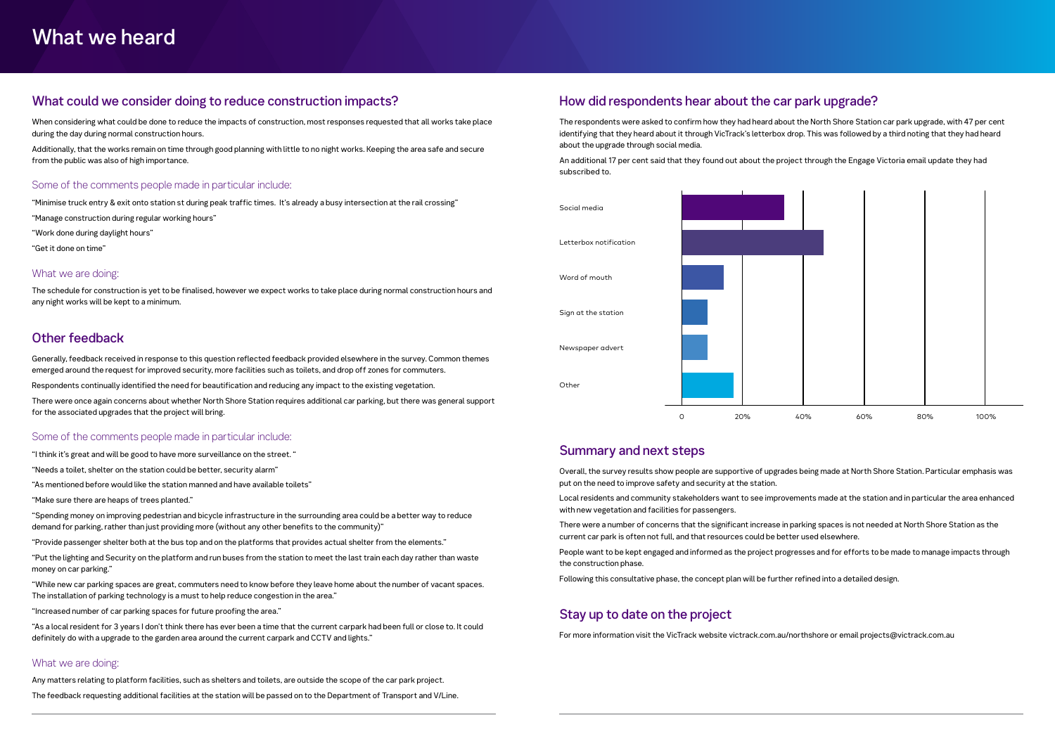# What we heard

## What could we consider doing to reduce construction impacts?

When considering what could be done to reduce the impacts of construction, most responses requested that all works take place during the day during normal construction hours.

Additionally, that the works remain on time through good planning with little to no night works. Keeping the area safe and secure from the public was also of high importance.

### Some of the comments people made in particular include:

"Minimise truck entry & exit onto station st during peak traffic times. It's already a busy intersection at the rail crossing"

"Manage construction during regular working hours"

"Work done during daylight hours"

"Get it done on time"

### What we are doing:

The schedule for construction is yet to be finalised, however we expect works to take place during normal construction hours and any night works will be kept to a minimum.

## Other feedback

Generally, feedback received in response to this question reflected feedback provided elsewhere in the survey. Common themes emerged around the request for improved security, more facilities such as toilets, and drop off zones for commuters.

Respondents continually identified the need for beautification and reducing any impact to the existing vegetation.

There were once again concerns about whether North Shore Station requires additional car parking, but there was general support for the associated upgrades that the project will bring.

### Some of the comments people made in particular include:

"I think it's great and will be good to have more surveillance on the street. "

"Needs a toilet, shelter on the station could be better, security alarm"

"As mentioned before would like the station manned and have available toilets"

"Make sure there are heaps of trees planted."

"Spending money on improving pedestrian and bicycle infrastructure in the surrounding area could be a better way to reduce demand for parking, rather than just providing more (without any other benefits to the community)"

"Provide passenger shelter both at the bus top and on the platforms that provides actual shelter from the elements."

"Put the lighting and Security on the platform and run buses from the station to meet the last train each day rather than waste money on car parking."

"While new car parking spaces are great, commuters need to know before they leave home about the number of vacant spaces. The installation of parking technology is a must to help reduce congestion in the area."

"Increased number of car parking spaces for future proofing the area."

"As a local resident for 3 years I don't think there has ever been a time that the current carpark had been full or close to. It could definitely do with a upgrade to the garden area around the current carpark and CCTV and lights."

### What we are doing:

Any matters relating to platform facilities, such as shelters and toilets, are outside the scope of the car park project.

The feedback requesting additional facilities at the station will be passed on to the Department of Transport and V/Line.

## How did respondents hear about the car park upgrade?

The respondents were asked to confirm how they had heard about the North Shore Station car park upgrade, with 47 per cent identifying that they heard about it through VicTrack's letterbox drop. This was followed by a third noting that they had heard about the upgrade through social media.

An additional 17 per cent said that they found out about the project through the Engage Victoria email update they had subscribed to.

| Source | Approx. share |
|---|---|
| Social media | ~34% |
| Letterbox notification | ~47% |
| Word of mouth | ~14% |
| Sign at the station | ~9% |
| Newspaper advert | ~9% |
| Other | ~17% |

## Summary and next steps

Overall, the survey results show people are supportive of upgrades being made at North Shore Station. Particular emphasis was put on the need to improve safety and security at the station.

Local residents and community stakeholders want to see improvements made at the station and in particular the area enhanced with new vegetation and facilities for passengers.

There were a number of concerns that the significant increase in parking spaces is not needed at North Shore Station as the current car park is often not full, and that resources could be better used elsewhere.

People want to be kept engaged and informed as the project progresses and for efforts to be made to manage impacts through the construction phase.

Following this consultative phase, the concept plan will be further refined into a detailed design.

## Stay up to date on the project

For more information visit the VicTrack website victrack.com.au/northshore or email projects@victrack.com.au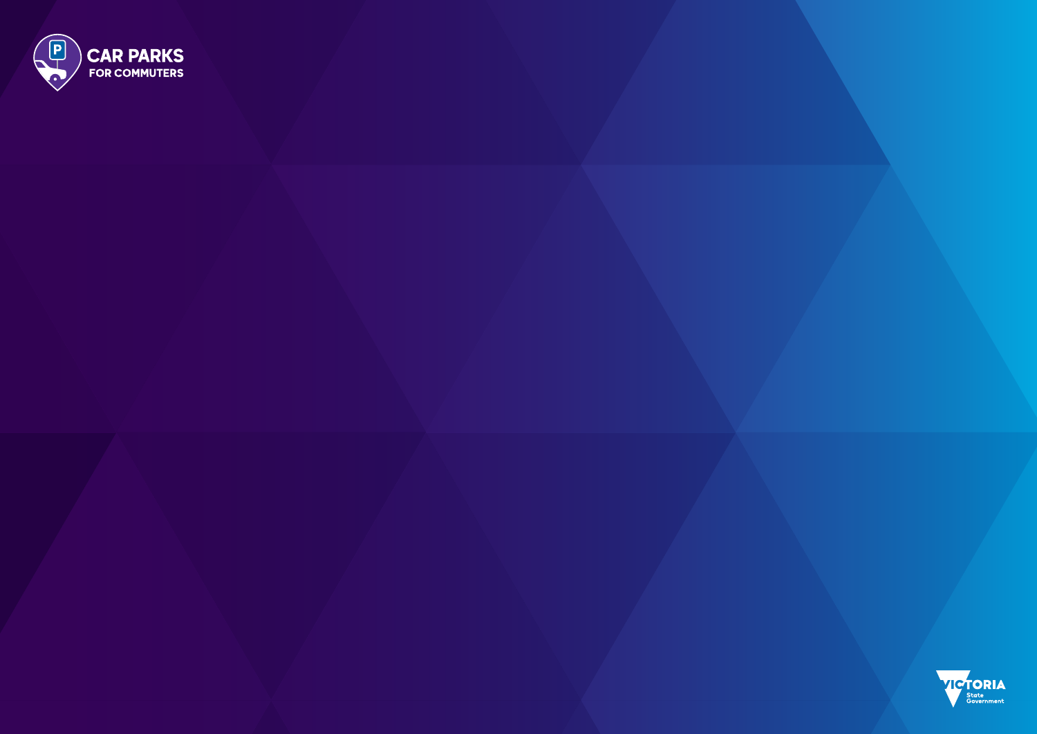CAR PARKS
FOR COMMUTERS

VICTORIA
State
Government